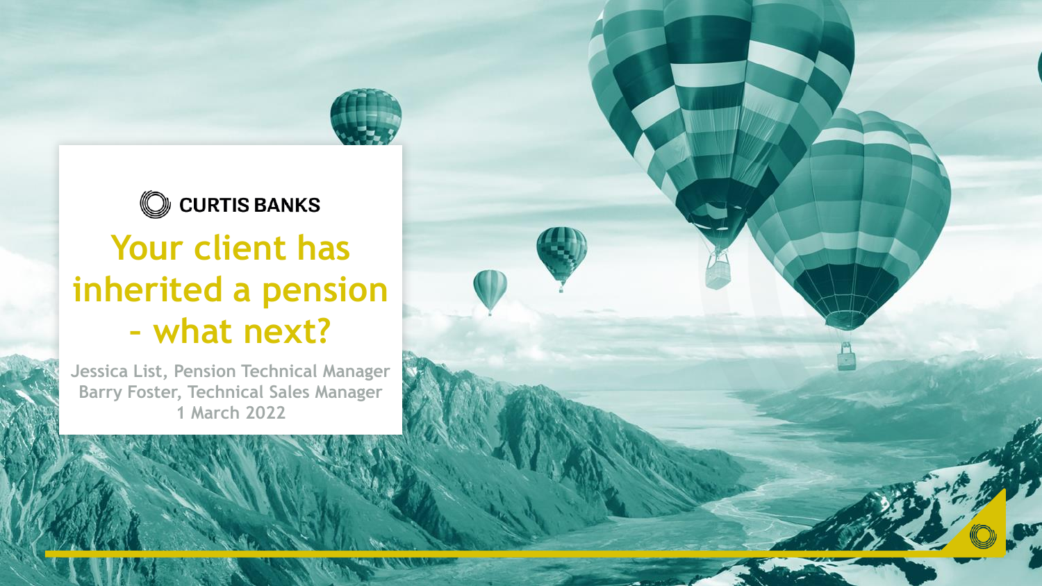CURTIS BANKS

# Your client has inherited a pension - what next?

Jessica List, Pension Technical Manager
Barry Foster, Technical Sales Manager
1 March 2022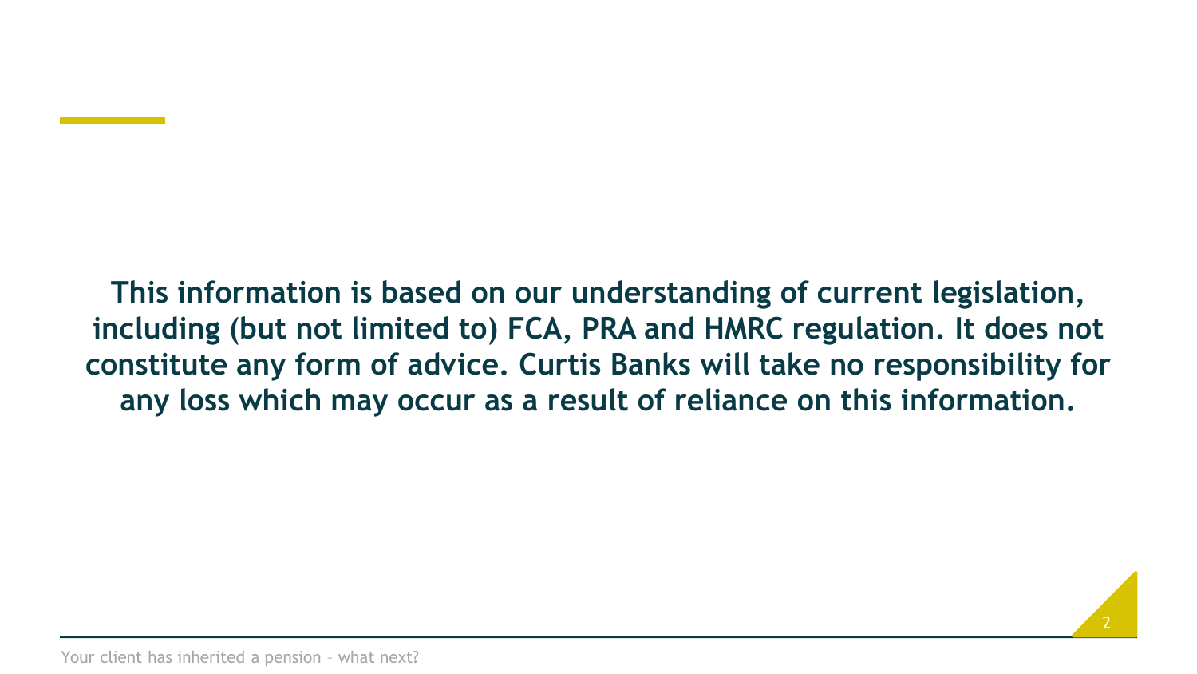**This information is based on our understanding of current legislation, including (but not limited to) FCA, PRA and HMRC regulation. It does not constitute any form of advice. Curtis Banks will take no responsibility for any loss which may occur as a result of reliance on this information.**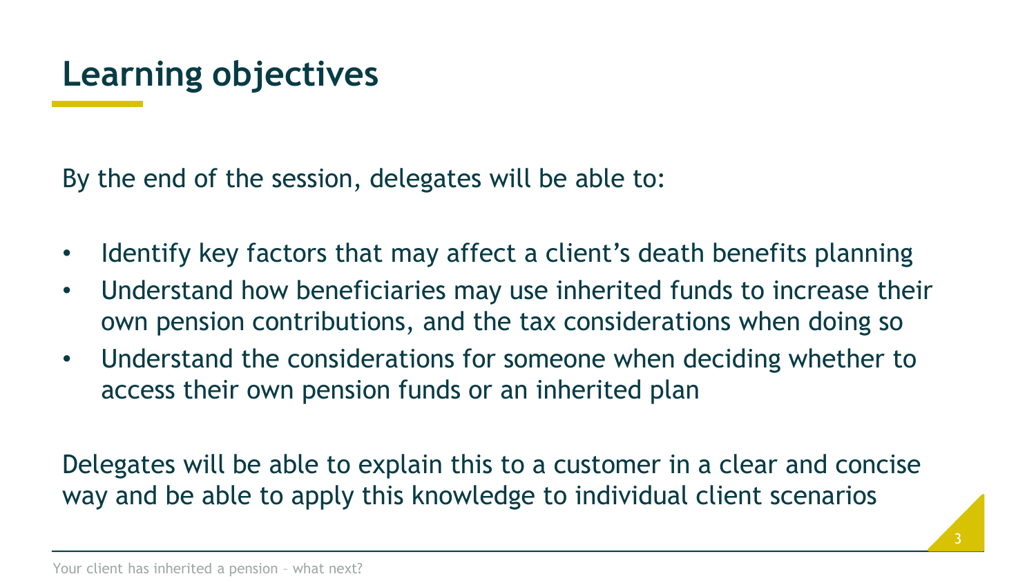# Learning objectives

By the end of the session, delegates will be able to:

- Identify key factors that may affect a client's death benefits planning
- Understand how beneficiaries may use inherited funds to increase their own pension contributions, and the tax considerations when doing so
- Understand the considerations for someone when deciding whether to access their own pension funds or an inherited plan

Delegates will be able to explain this to a customer in a clear and concise way and be able to apply this knowledge to individual client scenarios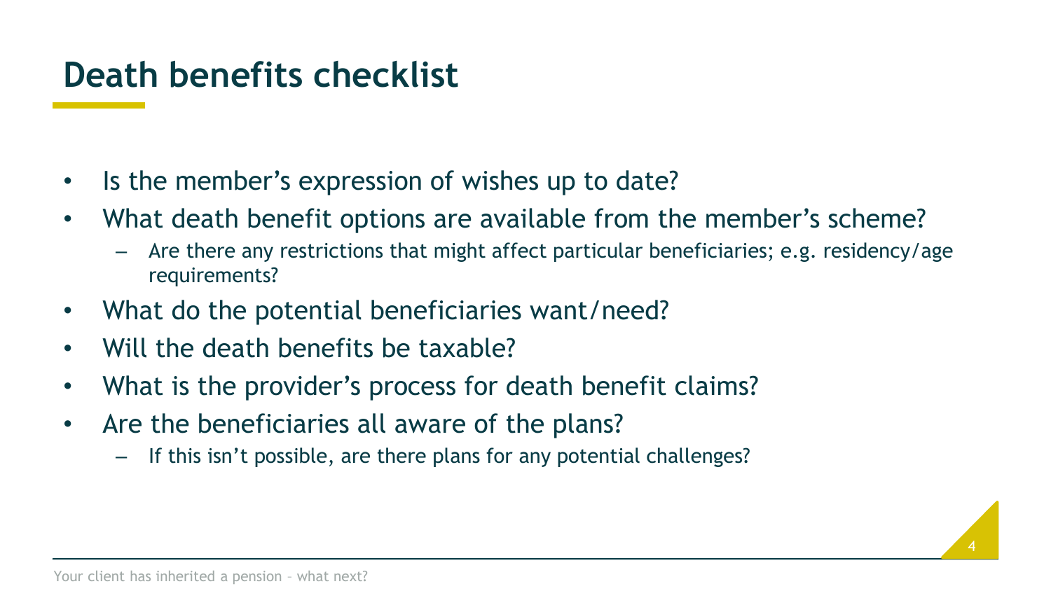# Death benefits checklist

- Is the member's expression of wishes up to date?
- What death benefit options are available from the member's scheme?
  - Are there any restrictions that might affect particular beneficiaries; e.g. residency/age requirements?
- What do the potential beneficiaries want/need?
- Will the death benefits be taxable?
- What is the provider's process for death benefit claims?
- Are the beneficiaries all aware of the plans?
  - If this isn't possible, are there plans for any potential challenges?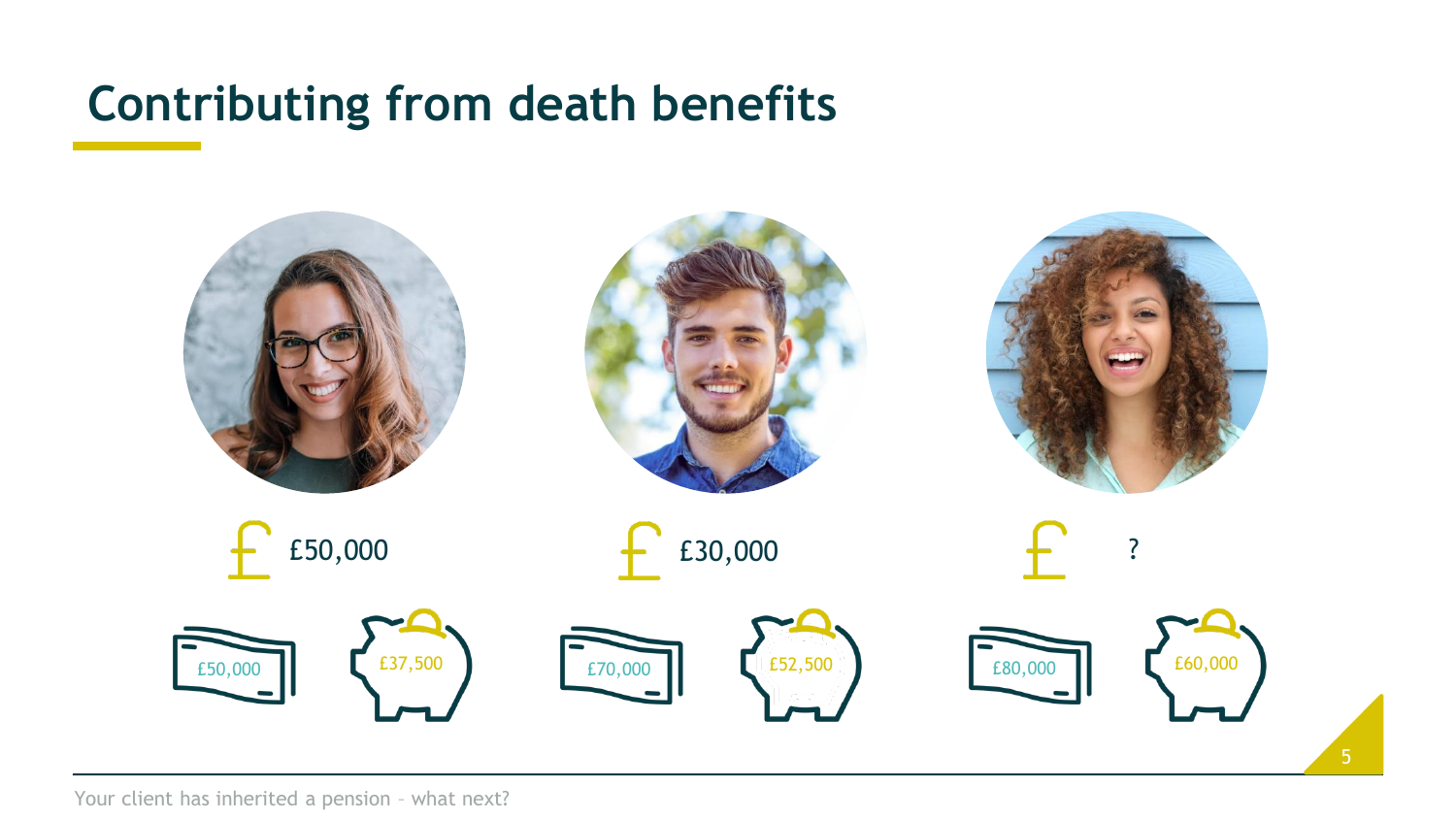# Contributing from death benefits

| | Person 1 | Person 2 | Person 3 |
|---|---|---|---|
| £ | £50,000 | £30,000 | ? |
| Cash | £50,000 | £70,000 | £80,000 |
| Savings | £37,500 | £52,500 | £60,000 |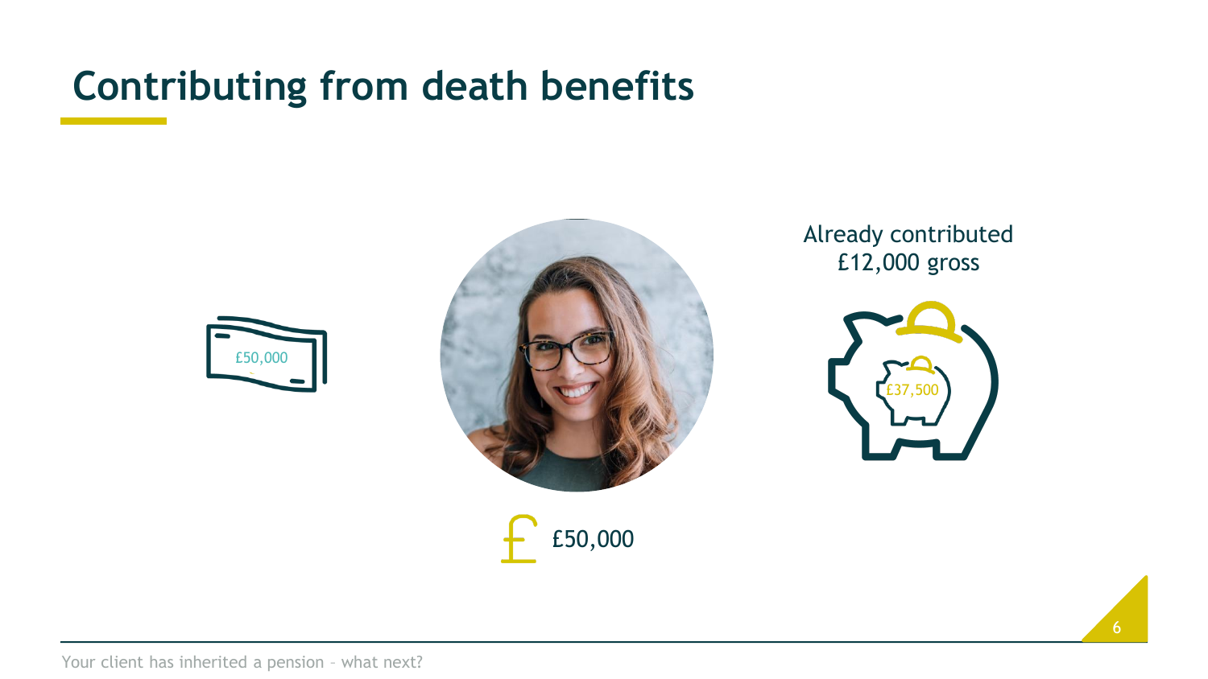# Contributing from death benefits

£50,000

Already contributed £12,000 gross

£37,500

£50,000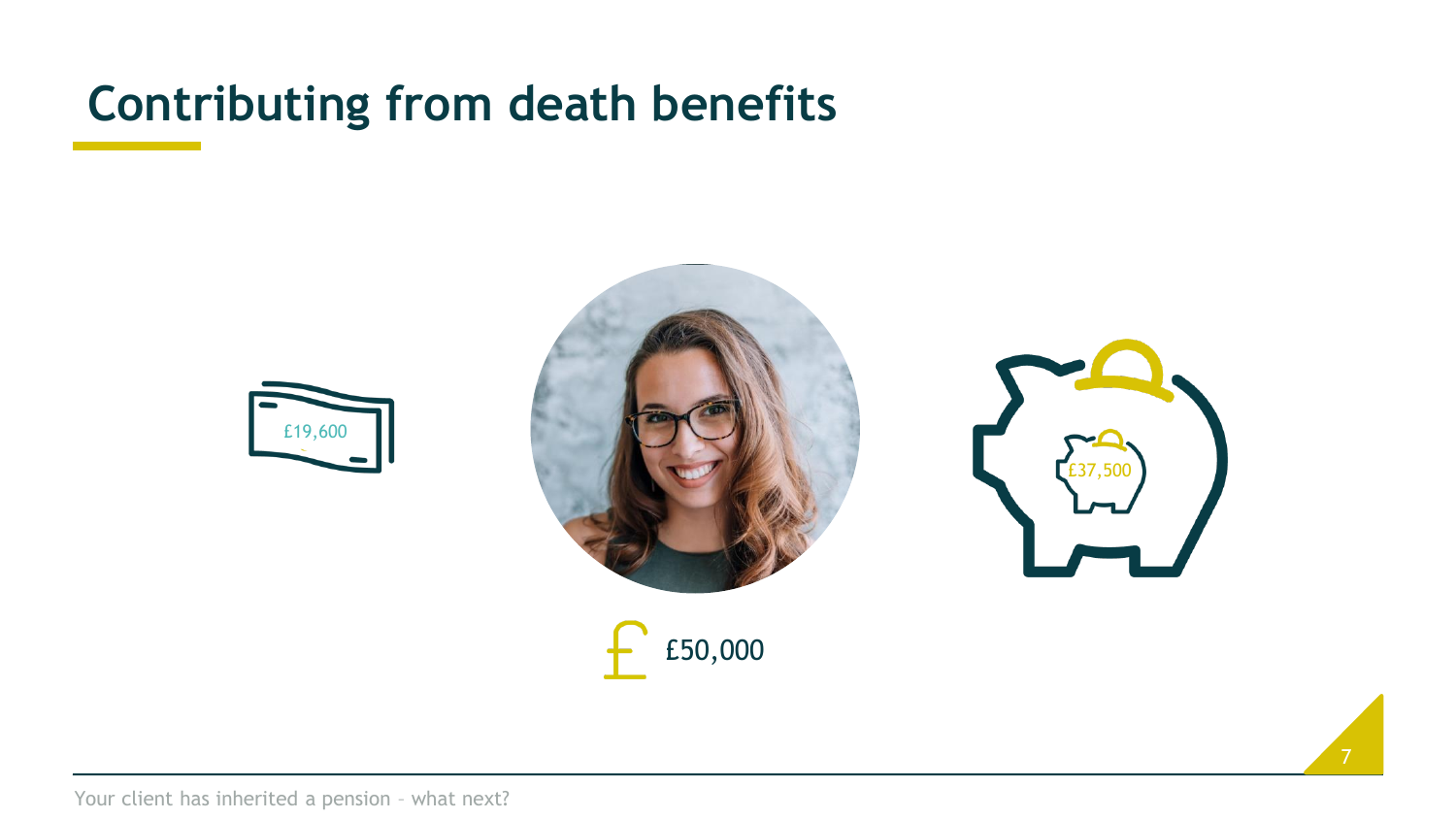# Contributing from death benefits

£19,600

£37,500

£50,000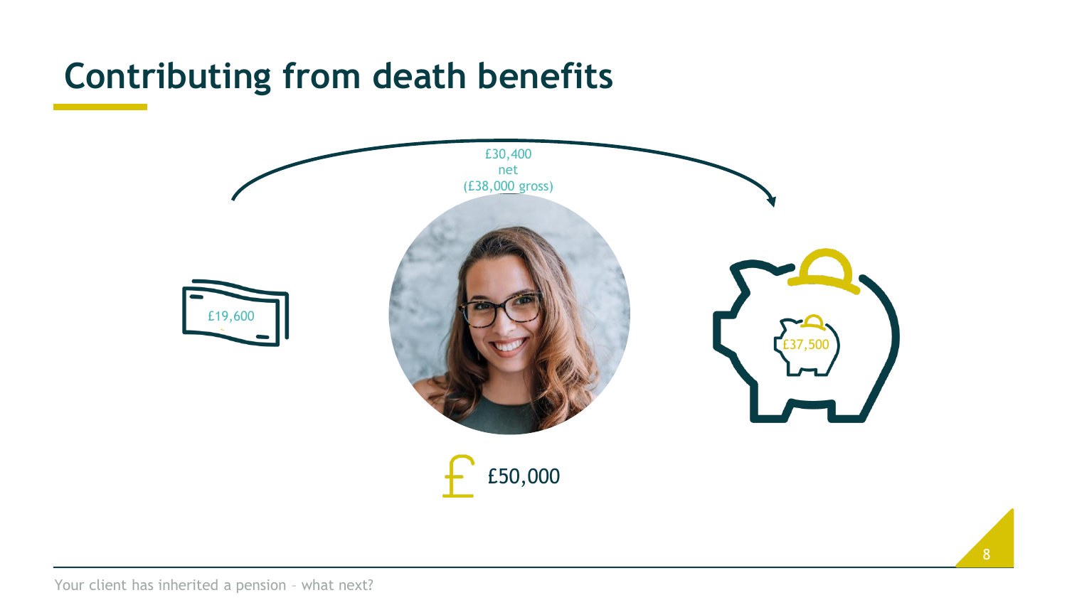# Contributing from death benefits

£30,400
net
(£38,000 gross)

£19,600

£37,500

£50,000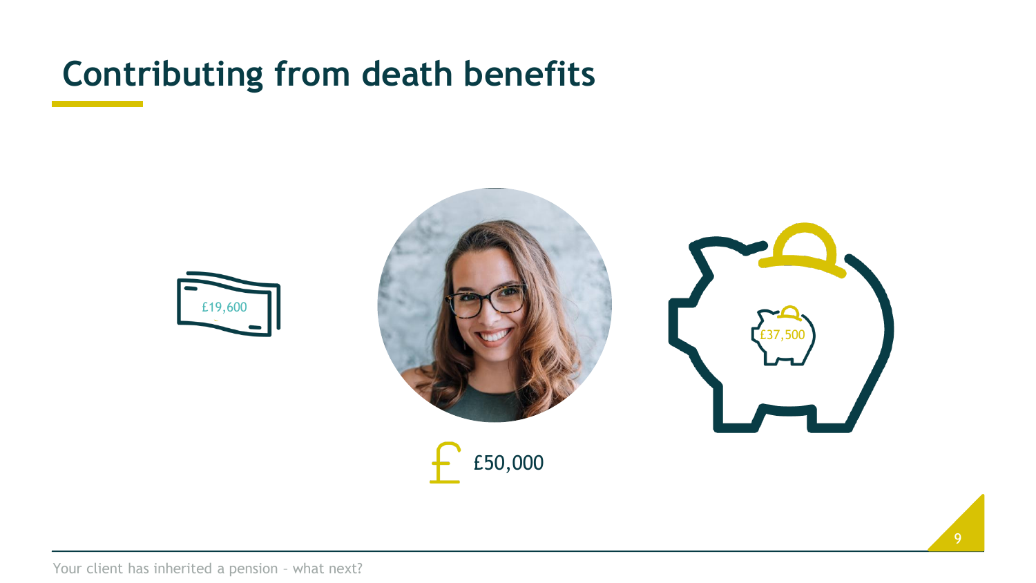# Contributing from death benefits

£19,600

£50,000

£37,500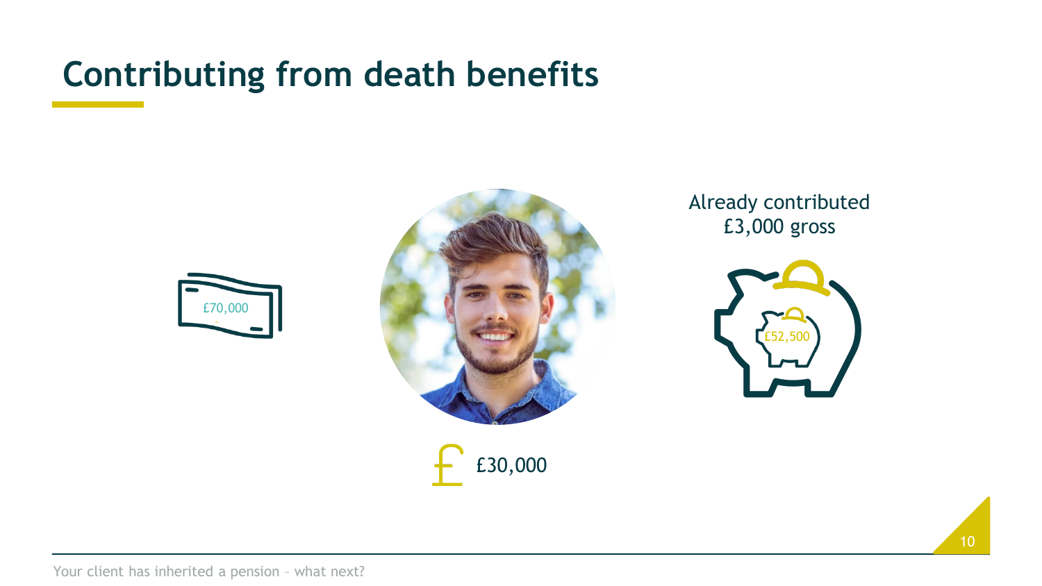# Contributing from death benefits

£70,000

Already contributed £3,000 gross

£52,500

£30,000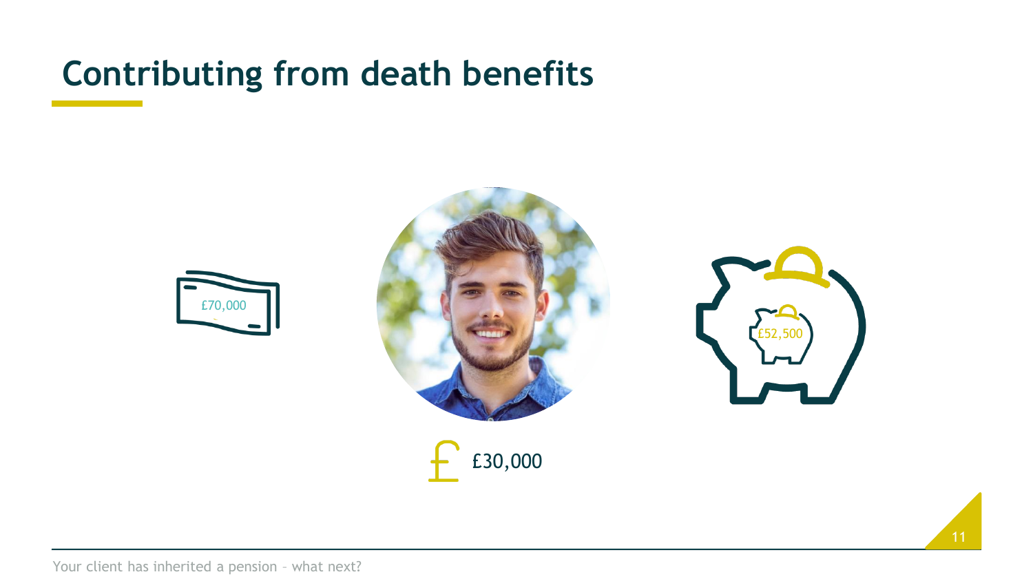# Contributing from death benefits

£70,000

£52,500

£30,000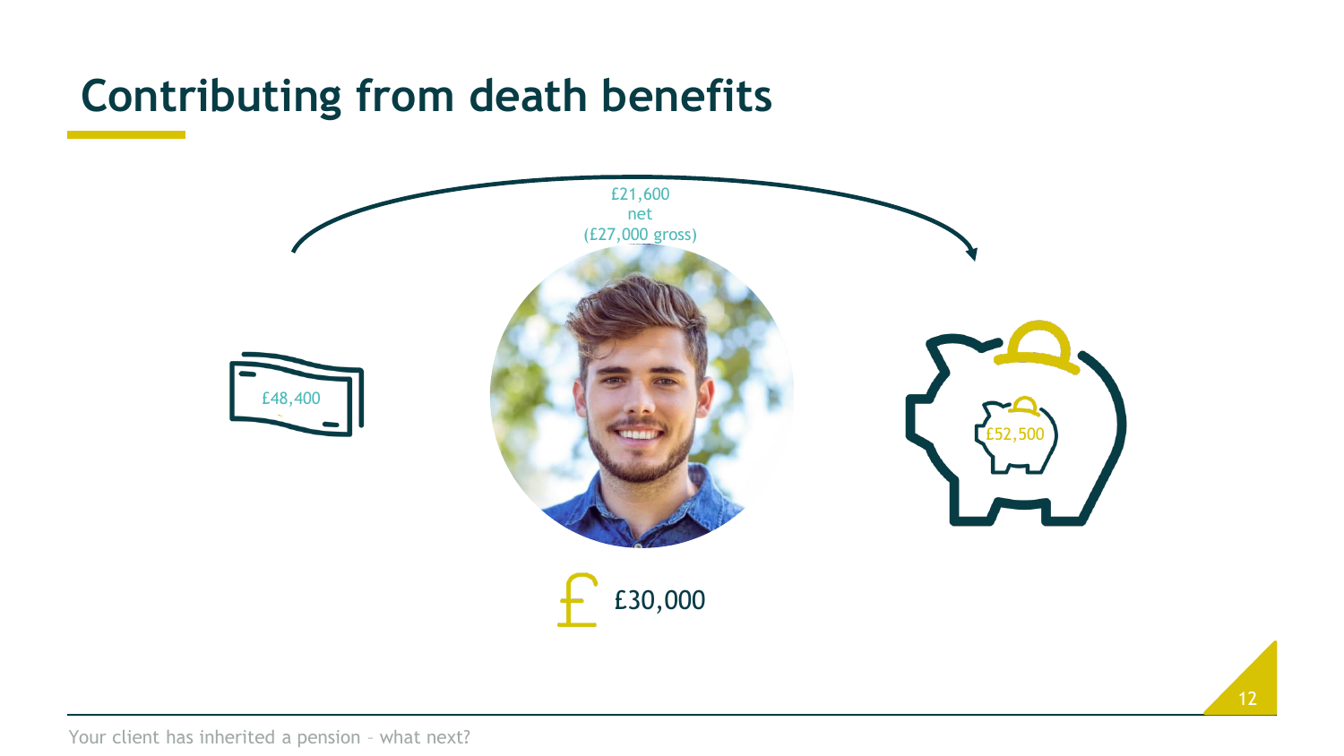# Contributing from death benefits

£21,600
net
(£27,000 gross)

£48,400

£52,500

£30,000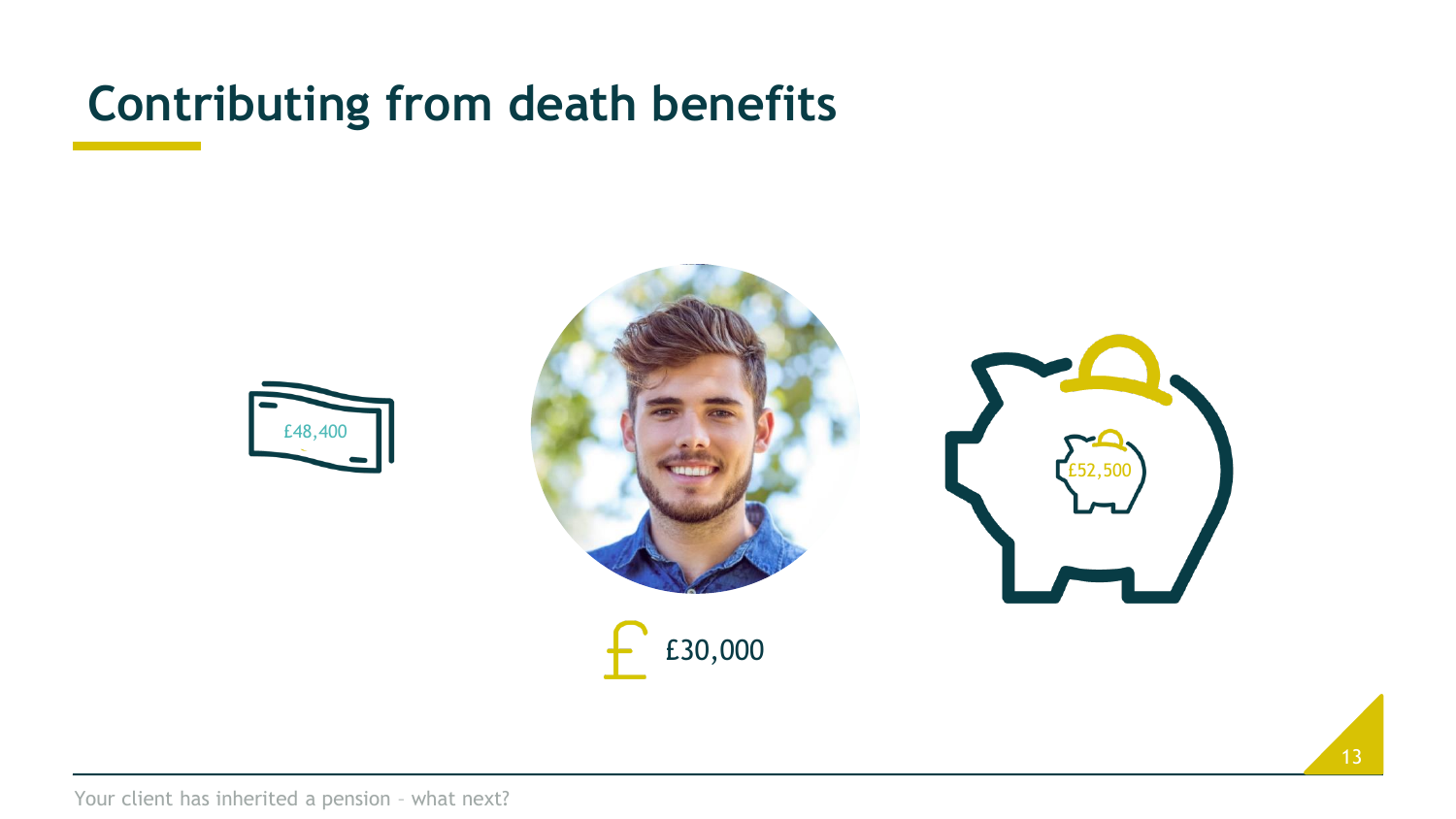# Contributing from death benefits

£48,400

£30,000

£52,500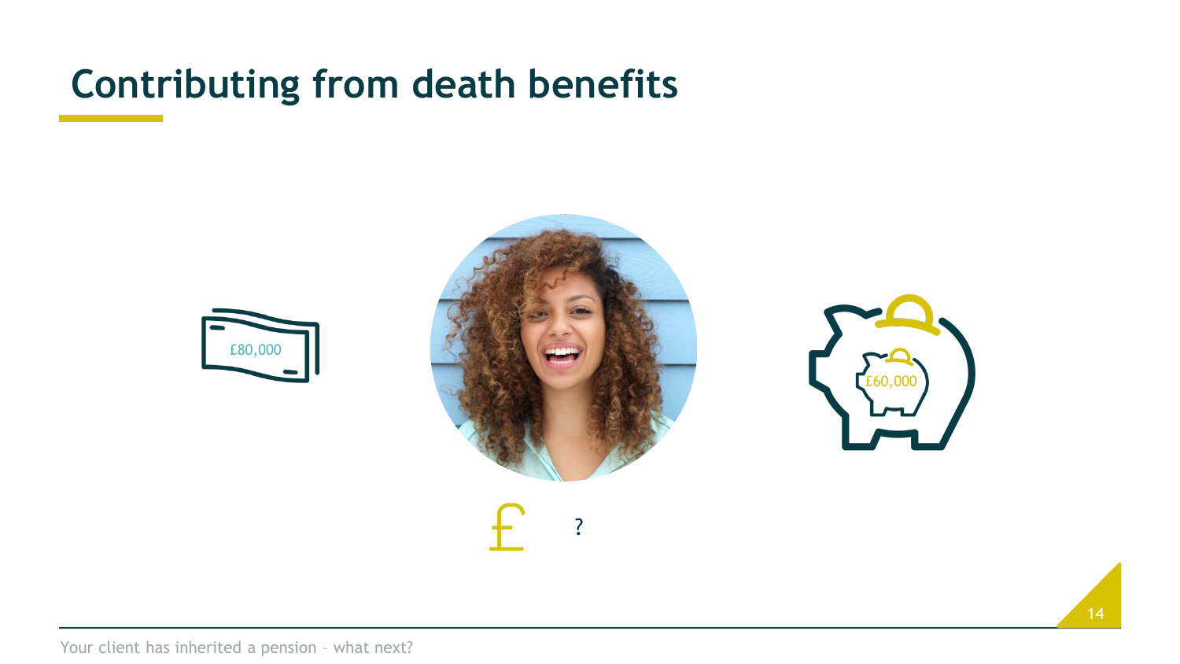# Contributing from death benefits

£80,000

£60,000

£ ?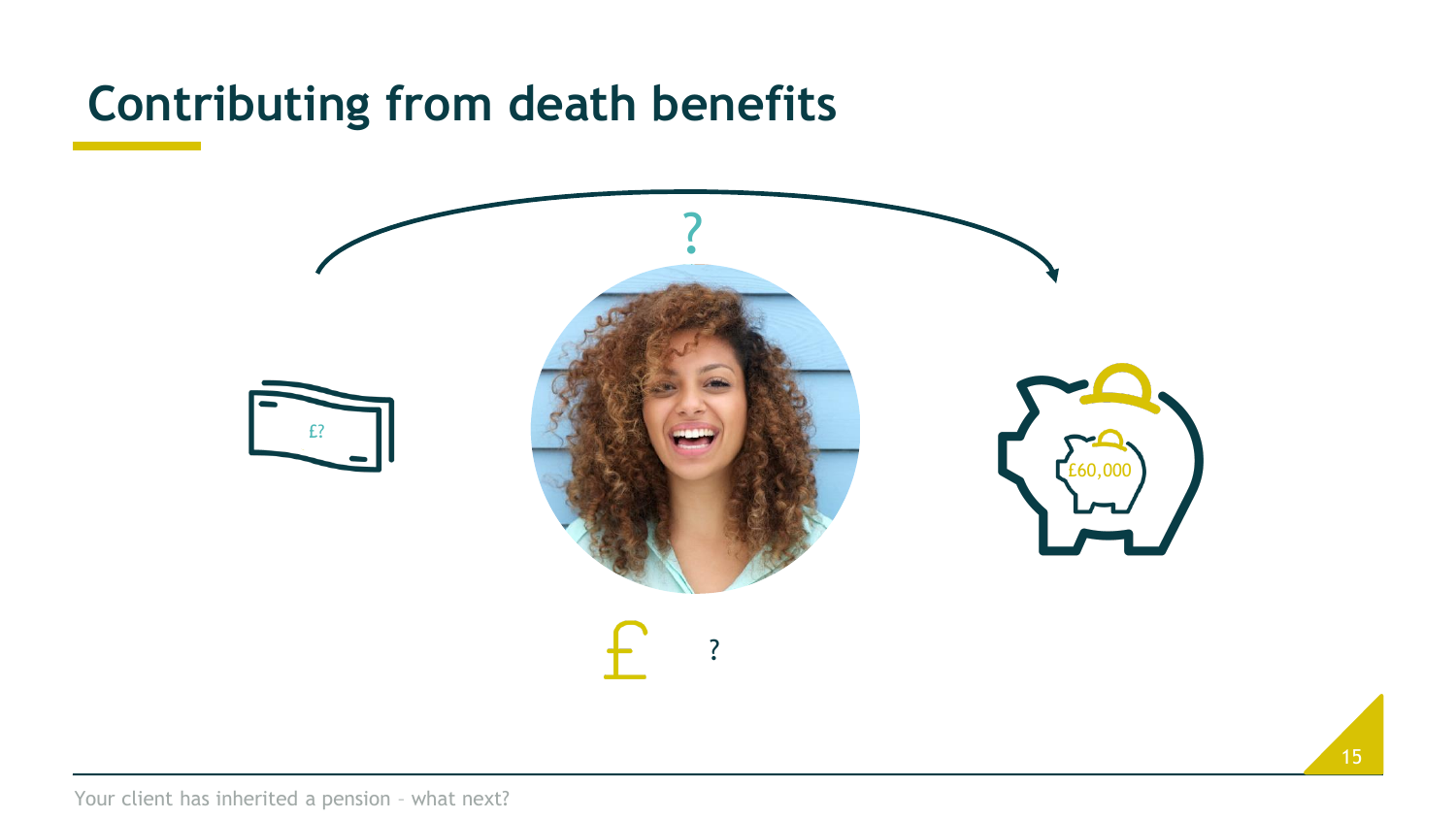# Contributing from death benefits

?

£?

£60,000

£ ?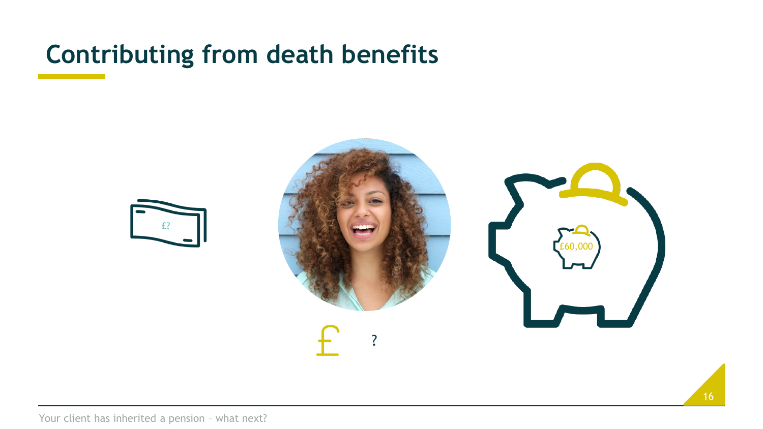# Contributing from death benefits

£?

£60,000

£ ?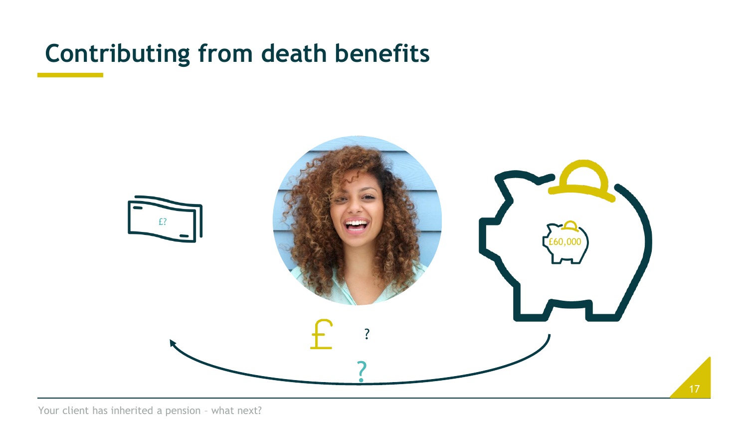# Contributing from death benefits

£?

£60,000

£ ?

?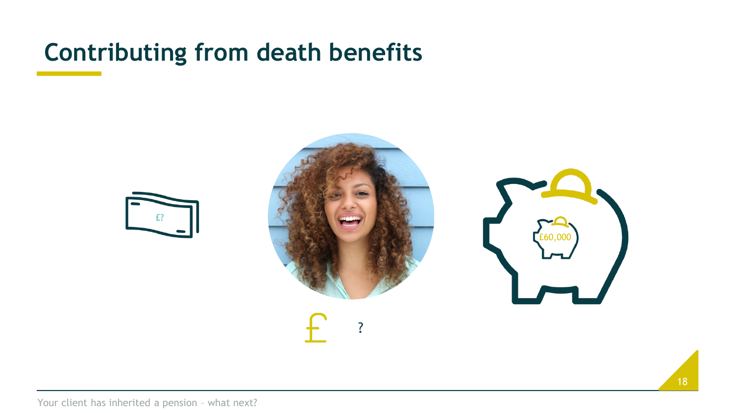# Contributing from death benefits

£?

£60,000

£ ?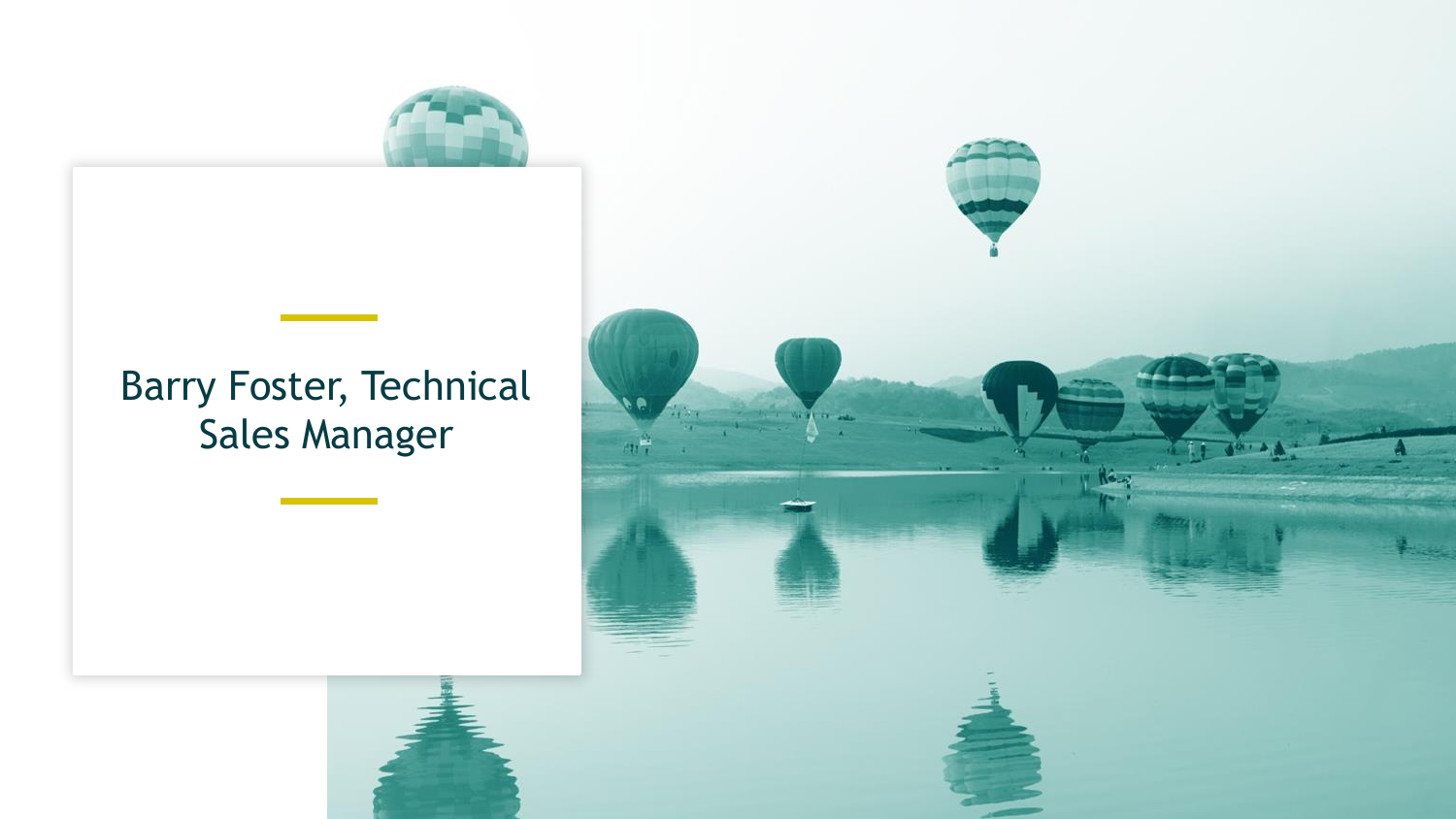# Barry Foster, Technical Sales Manager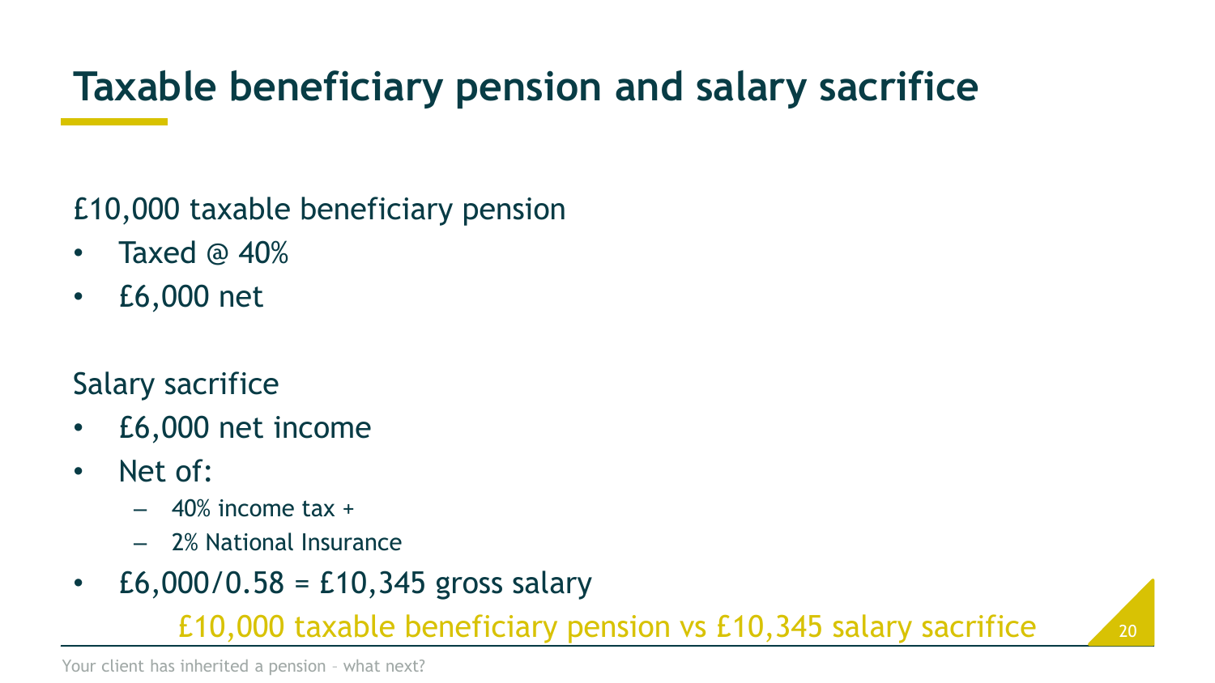# Taxable beneficiary pension and salary sacrifice

£10,000 taxable beneficiary pension

- Taxed @ 40%
- £6,000 net

Salary sacrifice

- £6,000 net income
- Net of:
  - 40% income tax +
  - 2% National Insurance
- £6,000/0.58 = £10,345 gross salary

£10,000 taxable beneficiary pension vs £10,345 salary sacrifice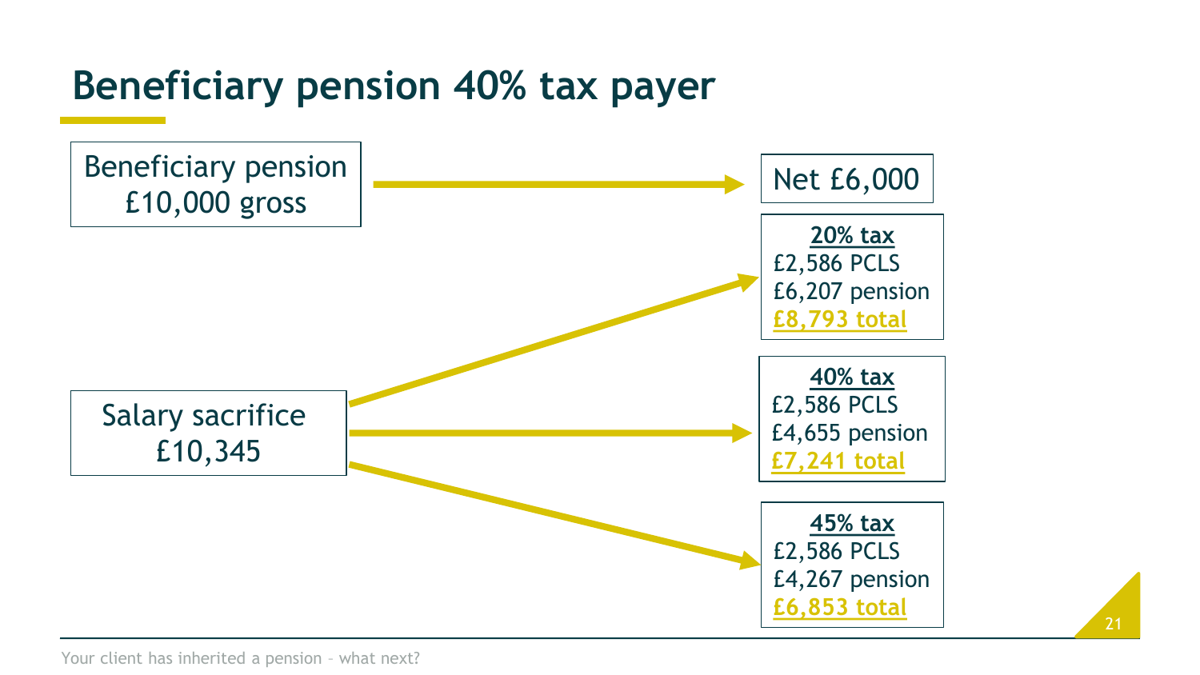# Beneficiary pension 40% tax payer

Beneficiary pension
£10,000 gross

→ Net £6,000

Salary sacrifice
£10,345

→ **20% tax**
£2,586 PCLS
£6,207 pension
**£8,793 total**

→ **40% tax**
£2,586 PCLS
£4,655 pension
**£7,241 total**

→ **45% tax**
£2,586 PCLS
£4,267 pension
**£6,853 total**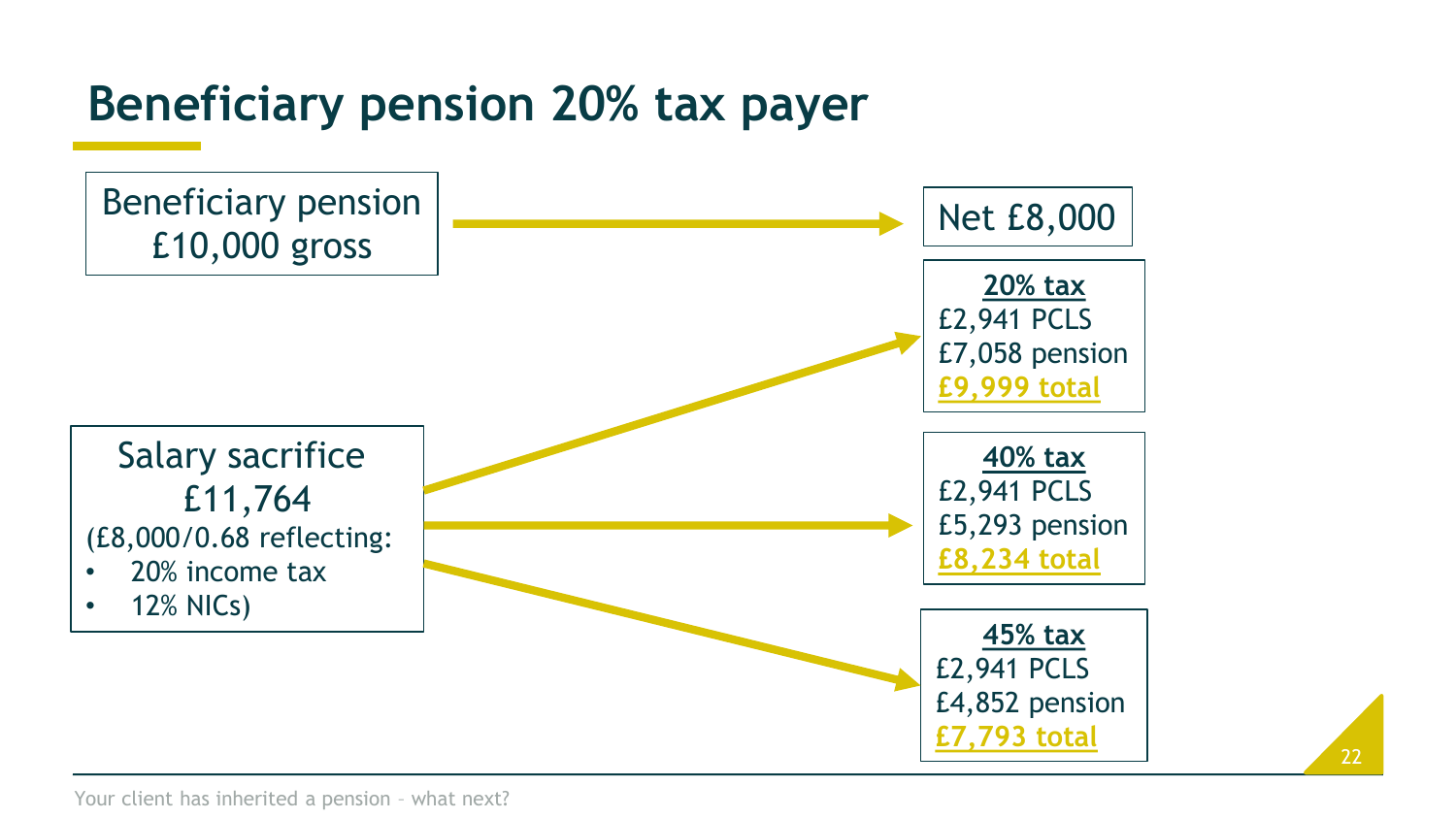# Beneficiary pension 20% tax payer

Beneficiary pension
£10,000 gross

→ Net £8,000

Salary sacrifice
£11,764
(£8,000/0.68 reflecting:
- 20% income tax
- 12% NICs)

→

**20% tax**
£2,941 PCLS
£7,058 pension
**£9,999 total**

**40% tax**
£2,941 PCLS
£5,293 pension
**£8,234 total**

**45% tax**
£2,941 PCLS
£4,852 pension
**£7,793 total**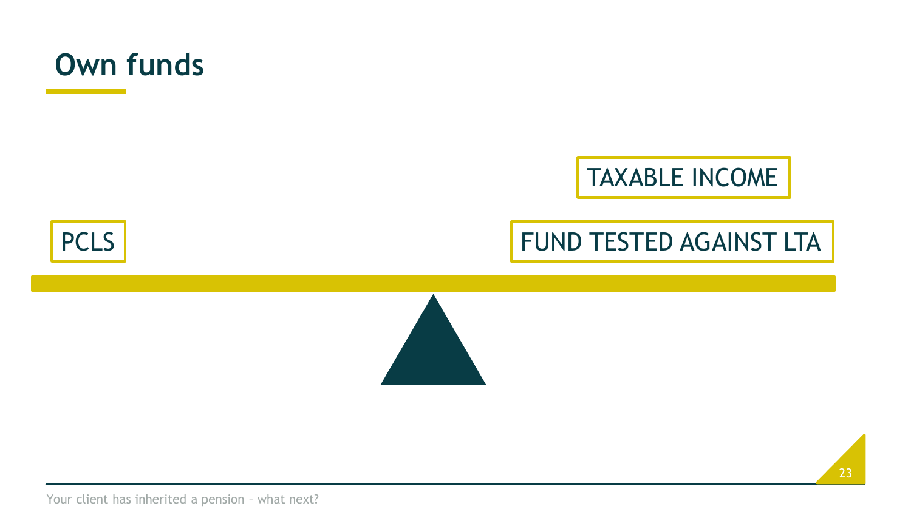# Own funds

PCLS

TAXABLE INCOME

FUND TESTED AGAINST LTA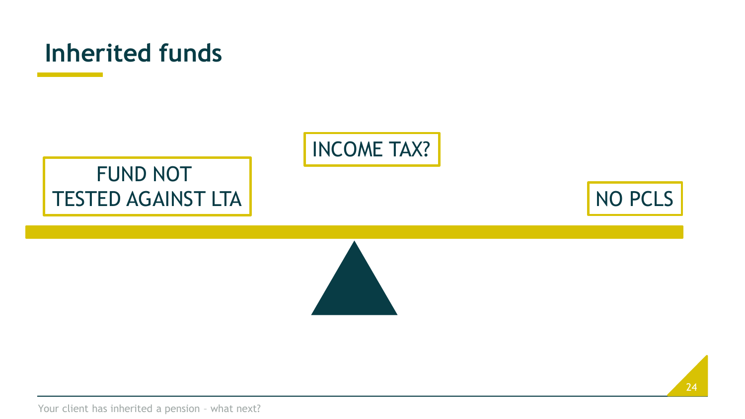# Inherited funds

FUND NOT TESTED AGAINST LTA

INCOME TAX?

NO PCLS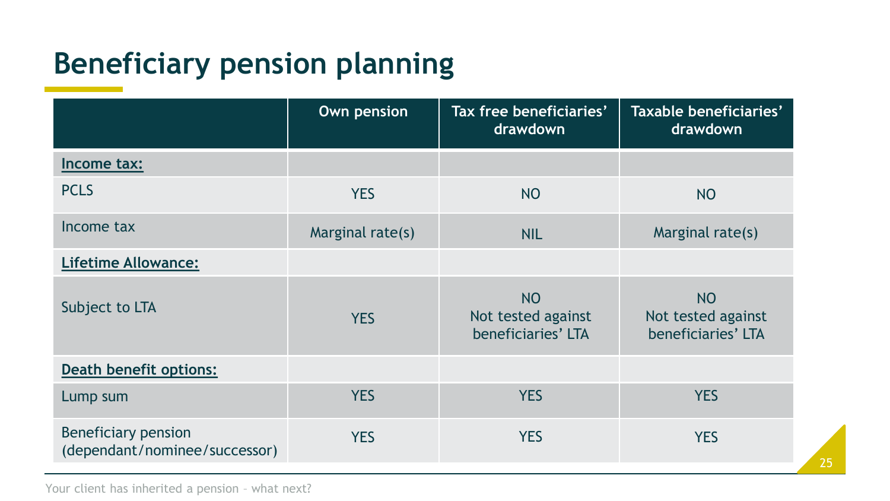# Beneficiary pension planning

| | Own pension | Tax free beneficiaries' drawdown | Taxable beneficiaries' drawdown |
|---|---|---|---|
| **Income tax:** | | | |
| PCLS | YES | NO | NO |
| Income tax | Marginal rate(s) | NIL | Marginal rate(s) |
| **Lifetime Allowance:** | | | |
| Subject to LTA | YES | NO<br>Not tested against beneficiaries' LTA | NO<br>Not tested against beneficiaries' LTA |
| **Death benefit options:** | | | |
| Lump sum | YES | YES | YES |
| Beneficiary pension (dependant/nominee/successor) | YES | YES | YES |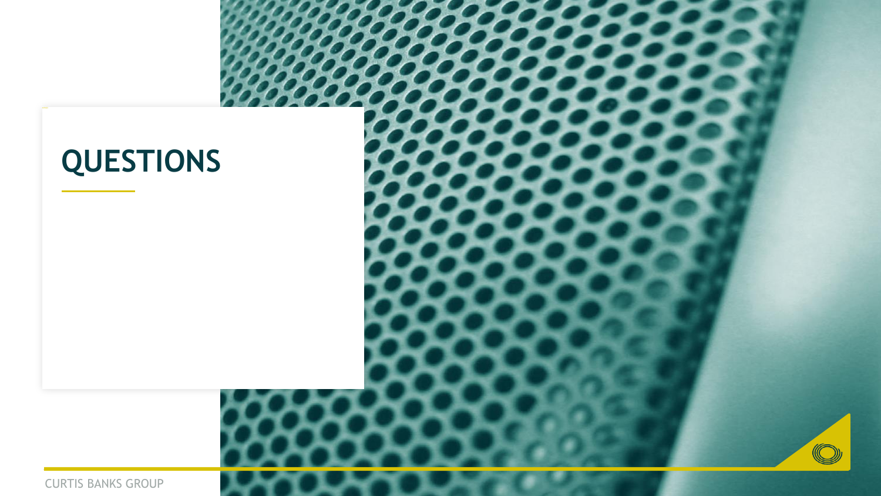# QUESTIONS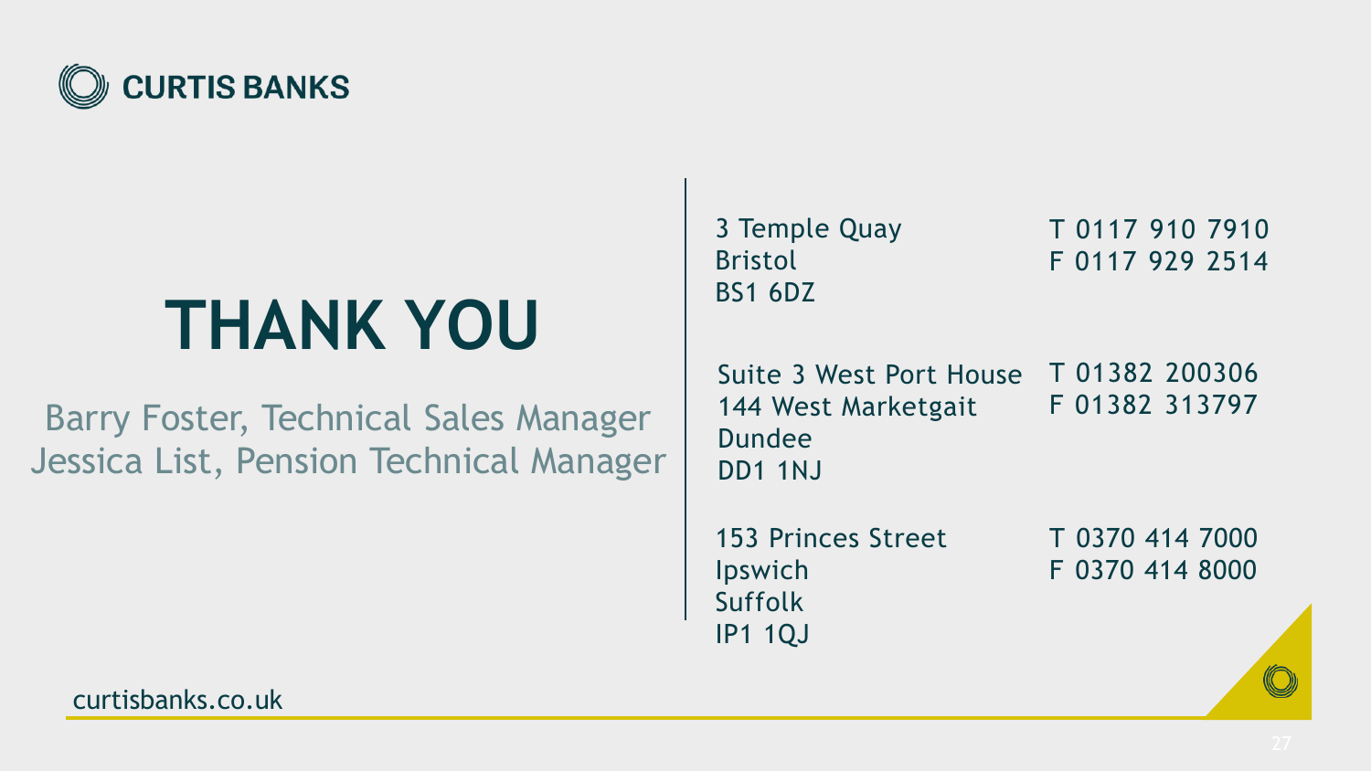**CURTIS BANKS**

# THANK YOU

Barry Foster, Technical Sales Manager
Jessica List, Pension Technical Manager

3 Temple Quay
Bristol
BS1 6DZ

T 0117 910 7910
F 0117 929 2514

Suite 3 West Port House
144 West Marketgait
Dundee
DD1 1NJ

T 01382 200306
F 01382 313797

153 Princes Street
Ipswich
Suffolk
IP1 1QJ

T 0370 414 7000
F 0370 414 8000

curtisbanks.co.uk